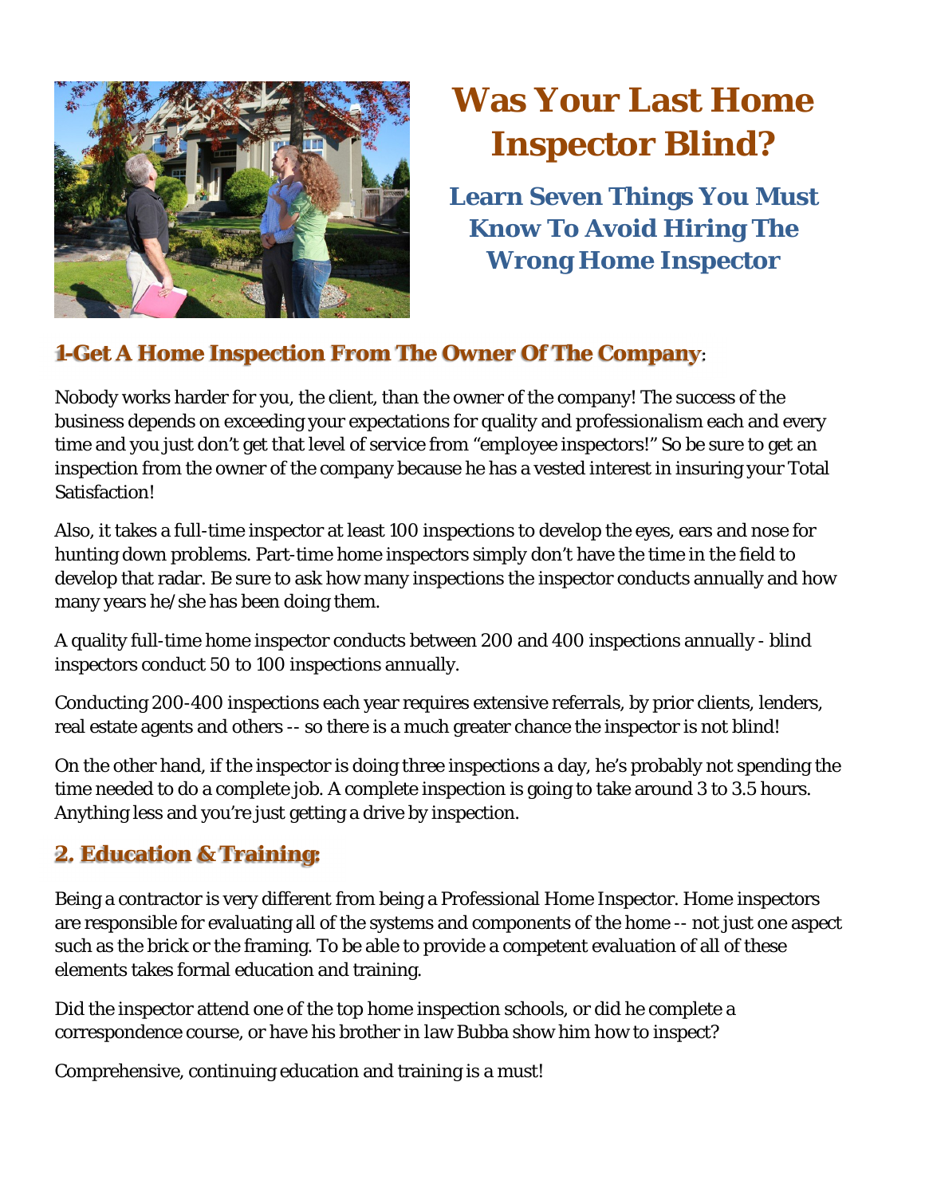# Was Your Last Home Inspector Blind?

## Learn Seven Things You Must Know To Avoid Hiring The Wrong Home Inspector

### 1-Get A Home Inspection From The Owner Of The Company:

Nobody works harder for you, the client, than the owner of the company! The success of the business depends on exceeding your expectations for quality and professionalism each and every time and you just don't get that level of service from "employee inspectors!" So be sure to get an inspection from the owner of the company because he has a vested interest in insuring your Total Satisfaction!

Also, it takes a full-time inspector at least 100 inspections to develop the eyes, ears and nose for hunting down problems. Part-time home inspectors simply don't have the time in the field to develop that radar. Be sure to ask how many inspections the inspector conducts annually and how many years he/she has been doing them.

A quality full-time home inspector conducts between 200 and 400 inspections annually - blind inspectors conduct 50 to 100 inspections annually.

Conducting 200-400 inspections each year requires extensive referrals, by prior clients, lenders, real estate agents and others -- so there is a much greater chance the inspector is not blind!

On the other hand, if the inspector is doing three inspections a day, he's probably not spending the time needed to do a complete job. A complete inspection is going to take around 3 to 3.5 hours. Anything less and you're just getting a drive by inspection.

### 2. Education & Training:

Being a contractor is very different from being a Professional Home Inspector. Home inspectors are responsible for evaluating all of the systems and components of the home -- not just one aspect such as the brick or the framing. To be able to provide a competent evaluation of all of these elements takes formal education and training.

Did the inspector attend one of the top home inspection schools, or did he complete a correspondence course, or have his brother in law Bubba show him how to inspect?

Comprehensive, continuing education and training is a must!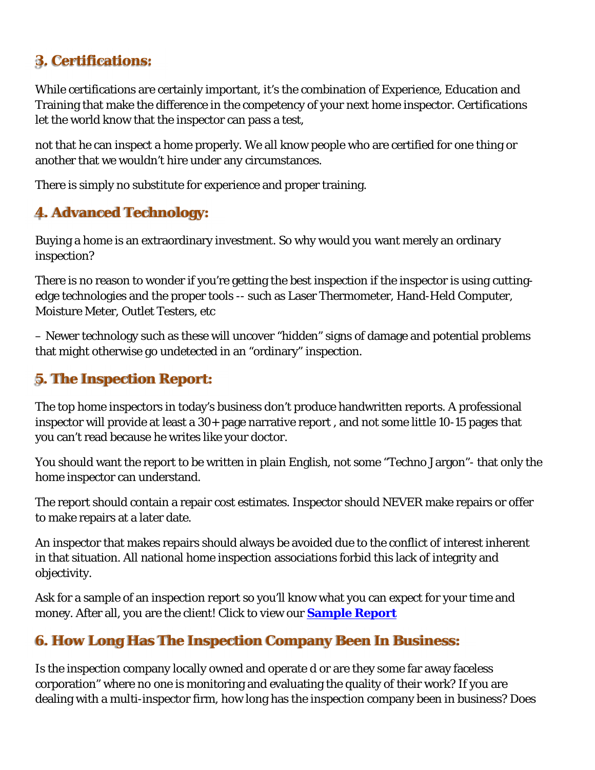## 3. Certifications:

While certifications are certainly important, it's the combination of Experience, Education and Training that make the difference in the competency of your next home inspector. Certifications let the world know that the inspector can pass a test,

not that he can inspect a home properly. We all know people who are certified for one thing or another that we wouldn't hire under any circumstances.

There is simply no substitute for experience and proper training.

## 4. Advanced Technology:

Buying a home is an extraordinary investment. So why would you want merely an ordinary inspection?

There is no reason to wonder if you're getting the best inspection if the inspector is using cutting-edge technologies and the proper tools -- such as Laser Thermometer, Hand-Held Computer, Moisture Meter, Outlet Testers, etc

– Newer technology such as these will uncover "hidden" signs of damage and potential problems that might otherwise go undetected in an "ordinary" inspection.

## 5. The Inspection Report:

The top home inspectors in today's business don't produce handwritten reports. A professional inspector will provide at least a 30+ page narrative report , and not some little 10-15 pages that you can't read because he writes like your doctor.

You should want the report to be written in plain English, not some "Techno Jargon"- that only the home inspector can understand.

The report should contain a repair cost estimates. Inspector should NEVER make repairs or offer to make repairs at a later date.

An inspector that makes repairs should always be avoided due to the conflict of interest inherent in that situation. All national home inspection associations forbid this lack of integrity and objectivity.

Ask for a sample of an inspection report so you'll know what you can expect for your time and money. After all, you are the client! Click to view our **Sample Report**

## 6. How Long Has The Inspection Company Been In Business:

Is the inspection company locally owned and operate d or are they some far away faceless corporation" where no one is monitoring and evaluating the quality of their work? If you are dealing with a multi-inspector firm, how long has the inspection company been in business? Does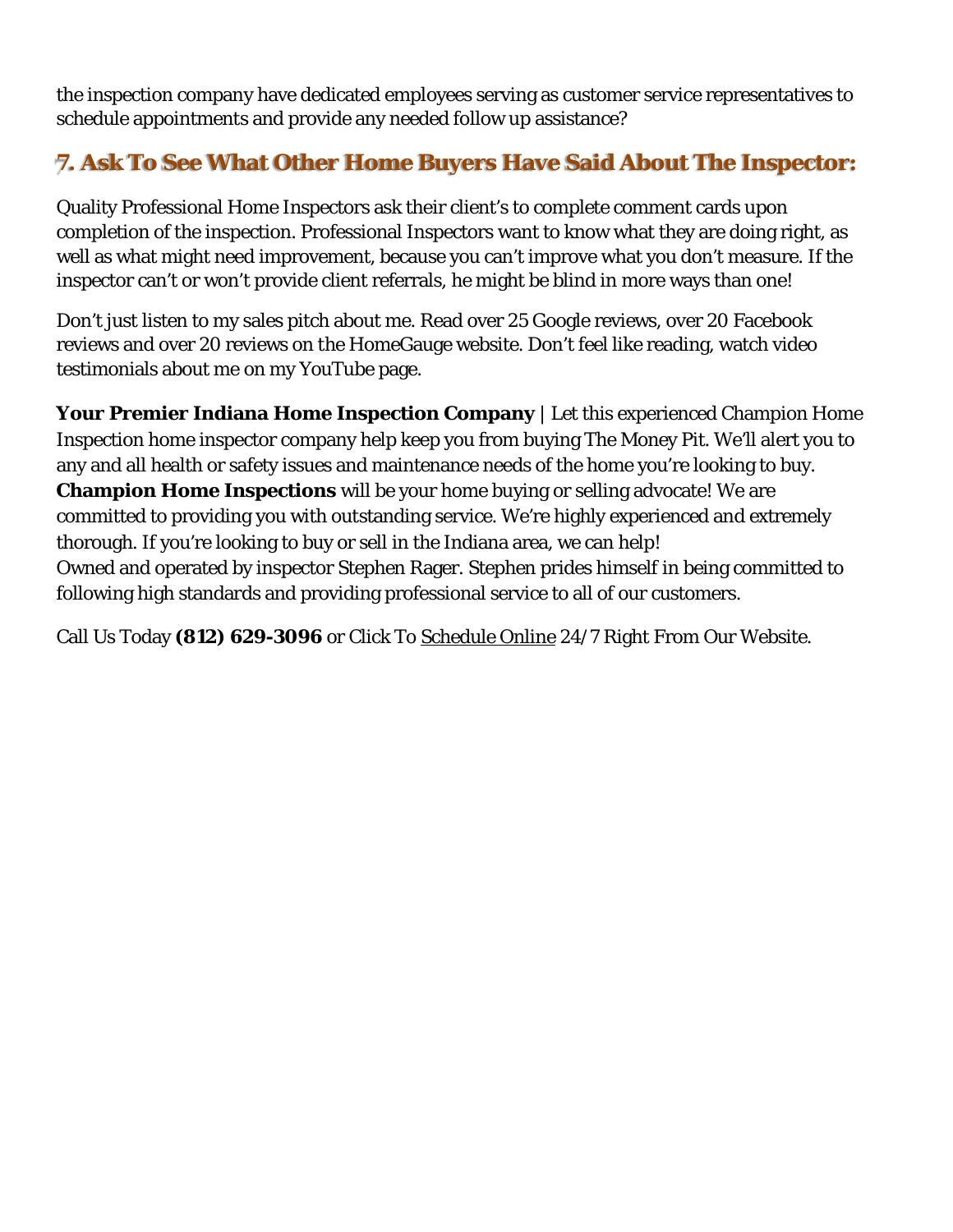the inspection company have dedicated employees serving as customer service representatives to schedule appointments and provide any needed follow up assistance?

## 7. Ask To See What Other Home Buyers Have Said About The Inspector:

Quality Professional Home Inspectors ask their client's to complete comment cards upon completion of the inspection. Professional Inspectors want to know what they are doing right, as well as what might need improvement, because you can't improve what you don't measure. If the inspector can't or won't provide client referrals, he might be blind in more ways than one!

Don't just listen to my sales pitch about me. Read over 25 Google reviews, over 20 Facebook reviews and over 20 reviews on the HomeGauge website. Don't feel like reading, watch video testimonials about me on my YouTube page.

**Your Premier Indiana Home Inspection Company** | Let this experienced Champion Home Inspection home inspector company help keep you from buying The Money Pit. We'll alert you to any and all health or safety issues and maintenance needs of the home you're looking to buy. **Champion Home Inspections** will be your home buying or selling advocate! We are committed to providing you with outstanding service. We're highly experienced and extremely thorough. If you're looking to buy or sell in the Indiana area, we can help!
Owned and operated by inspector Stephen Rager. Stephen prides himself in being committed to following high standards and providing professional service to all of our customers.

Call Us Today **(812) 629-3096** or Click To Schedule Online 24/7 Right From Our Website.